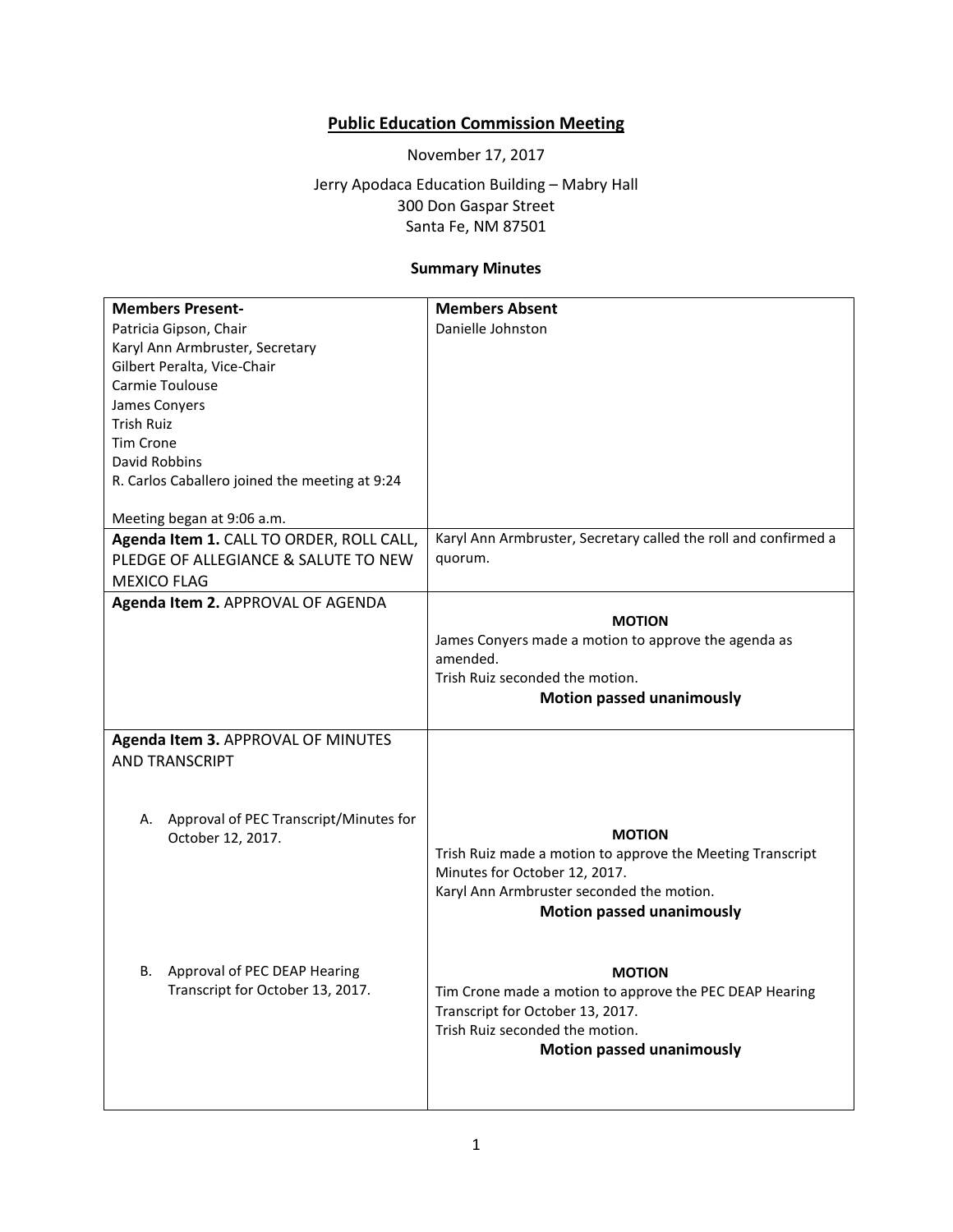# Public Education Commission Meeting

November 17, 2017

Jerry Apodaca Education Building – Mabry Hall
300 Don Gaspar Street
Santa Fe, NM 87501

## Summary Minutes

| **Members Present-** | **Members Absent** |
|---|---|
| Patricia Gipson, Chair<br>Karyl Ann Armbruster, Secretary<br>Gilbert Peralta, Vice-Chair<br>Carmie Toulouse<br>James Conyers<br>Trish Ruiz<br>Tim Crone<br>David Robbins<br>R. Carlos Caballero joined the meeting at 9:24<br><br>Meeting began at 9:06 a.m. | Danielle Johnston |
| **Agenda Item 1.** CALL TO ORDER, ROLL CALL, PLEDGE OF ALLEGIANCE & SALUTE TO NEW MEXICO FLAG | Karyl Ann Armbruster, Secretary called the roll and confirmed a quorum. |
| **Agenda Item 2.** APPROVAL OF AGENDA | **MOTION**<br>James Conyers made a motion to approve the agenda as amended.<br>Trish Ruiz seconded the motion.<br>**Motion passed unanimously** |
| **Agenda Item 3.** APPROVAL OF MINUTES AND TRANSCRIPT<br><br>A. Approval of PEC Transcript/Minutes for October 12, 2017. | **MOTION**<br>Trish Ruiz made a motion to approve the Meeting Transcript Minutes for October 12, 2017.<br>Karyl Ann Armbruster seconded the motion.<br>**Motion passed unanimously** |
| B. Approval of PEC DEAP Hearing Transcript for October 13, 2017. | **MOTION**<br>Tim Crone made a motion to approve the PEC DEAP Hearing Transcript for October 13, 2017.<br>Trish Ruiz seconded the motion.<br>**Motion passed unanimously** |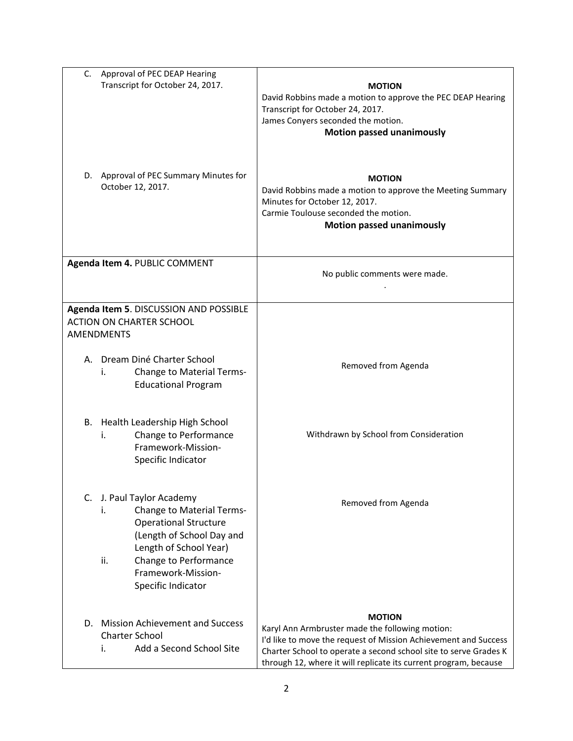| | |
|---|---|
| C. Approval of PEC DEAP Hearing Transcript for October 24, 2017. | **MOTION**<br>David Robbins made a motion to approve the PEC DEAP Hearing Transcript for October 24, 2017.<br>James Conyers seconded the motion.<br>**Motion passed unanimously** |
| D. Approval of PEC Summary Minutes for October 12, 2017. | **MOTION**<br>David Robbins made a motion to approve the Meeting Summary Minutes for October 12, 2017.<br>Carmie Toulouse seconded the motion.<br>**Motion passed unanimously** |
| **Agenda Item 4.** PUBLIC COMMENT | No public comments were made.<br>. |
| **Agenda Item 5**. DISCUSSION AND POSSIBLE ACTION ON CHARTER SCHOOL AMENDMENTS<br><br>A. Dream Diné Charter School<br>i. Change to Material Terms-Educational Program | Removed from Agenda |
| B. Health Leadership High School<br>i. Change to Performance Framework-Mission-Specific Indicator | Withdrawn by School from Consideration |
| C. J. Paul Taylor Academy<br>i. Change to Material Terms-Operational Structure (Length of School Day and Length of School Year)<br>ii. Change to Performance Framework-Mission-Specific Indicator | Removed from Agenda |
| D. Mission Achievement and Success Charter School<br>i. Add a Second School Site | **MOTION**<br>Karyl Ann Armbruster made the following motion:<br>I'd like to move the request of Mission Achievement and Success Charter School to operate a second school site to serve Grades K through 12, where it will replicate its current program, because |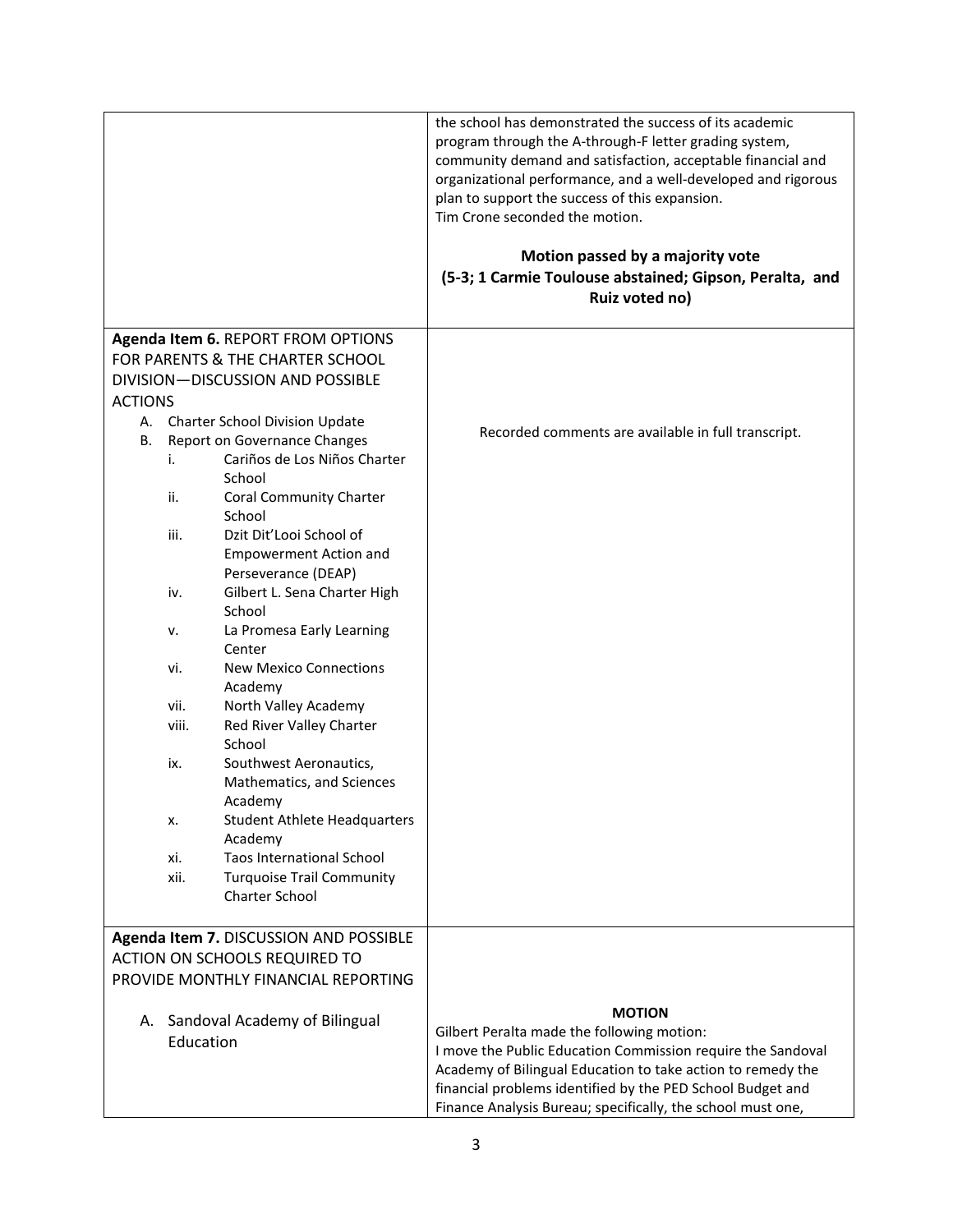| | |
|---|---|
| | the school has demonstrated the success of its academic program through the A-through-F letter grading system, community demand and satisfaction, acceptable financial and organizational performance, and a well-developed and rigorous plan to support the success of this expansion.<br>Tim Crone seconded the motion.<br><br>**Motion passed by a majority vote**<br>**(5-3; 1 Carmie Toulouse abstained; Gipson, Peralta, and Ruiz voted no)** |
| **Agenda Item 6.** REPORT FROM OPTIONS FOR PARENTS & THE CHARTER SCHOOL DIVISION—DISCUSSION AND POSSIBLE ACTIONS<br>A. Charter School Division Update<br>B. Report on Governance Changes<br>i. Cariños de Los Niños Charter School<br>ii. Coral Community Charter School<br>iii. Dzit Dit'Looi School of Empowerment Action and Perseverance (DEAP)<br>iv. Gilbert L. Sena Charter High School<br>v. La Promesa Early Learning Center<br>vi. New Mexico Connections Academy<br>vii. North Valley Academy<br>viii. Red River Valley Charter School<br>ix. Southwest Aeronautics, Mathematics, and Sciences Academy<br>x. Student Athlete Headquarters Academy<br>xi. Taos International School<br>xii. Turquoise Trail Community Charter School | Recorded comments are available in full transcript. |
| **Agenda Item 7.** DISCUSSION AND POSSIBLE ACTION ON SCHOOLS REQUIRED TO PROVIDE MONTHLY FINANCIAL REPORTING<br><br>A. Sandoval Academy of Bilingual Education | **MOTION**<br>Gilbert Peralta made the following motion:<br>I move the Public Education Commission require the Sandoval Academy of Bilingual Education to take action to remedy the financial problems identified by the PED School Budget and Finance Analysis Bureau; specifically, the school must one, |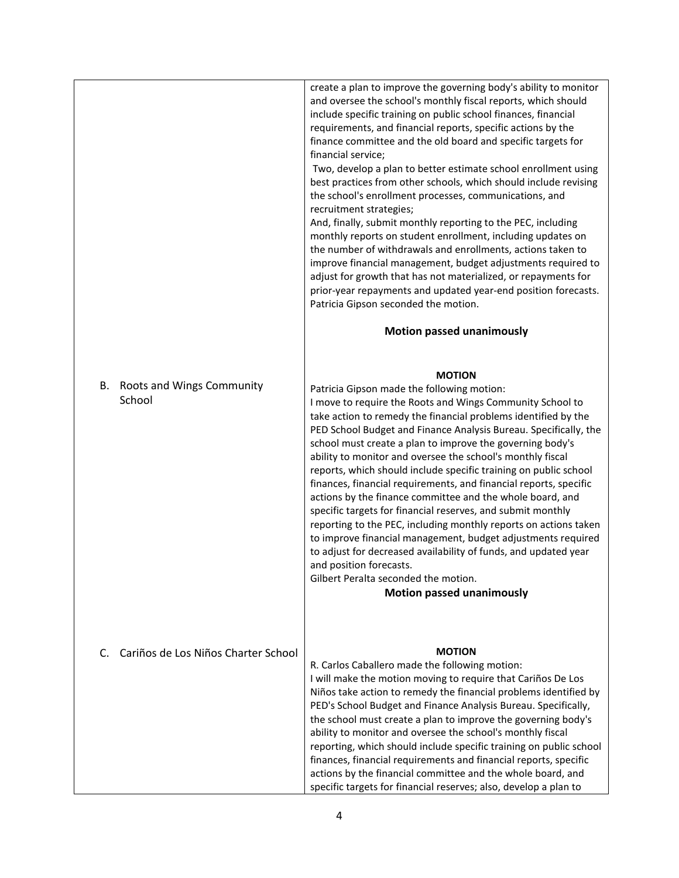| | |
|---|---|
| | create a plan to improve the governing body's ability to monitor and oversee the school's monthly fiscal reports, which should include specific training on public school finances, financial requirements, and financial reports, specific actions by the finance committee and the old board and specific targets for financial service;<br>Two, develop a plan to better estimate school enrollment using best practices from other schools, which should include revising the school's enrollment processes, communications, and recruitment strategies;<br>And, finally, submit monthly reporting to the PEC, including monthly reports on student enrollment, including updates on the number of withdrawals and enrollments, actions taken to improve financial management, budget adjustments required to adjust for growth that has not materialized, or repayments for prior-year repayments and updated year-end position forecasts.<br>Patricia Gipson seconded the motion.<br><br>**Motion passed unanimously** |
| B. Roots and Wings Community School | **MOTION**<br>Patricia Gipson made the following motion:<br>I move to require the Roots and Wings Community School to take action to remedy the financial problems identified by the PED School Budget and Finance Analysis Bureau. Specifically, the school must create a plan to improve the governing body's ability to monitor and oversee the school's monthly fiscal reports, which should include specific training on public school finances, financial requirements, and financial reports, specific actions by the finance committee and the whole board, and specific targets for financial reserves, and submit monthly reporting to the PEC, including monthly reports on actions taken to improve financial management, budget adjustments required to adjust for decreased availability of funds, and updated year and position forecasts.<br>Gilbert Peralta seconded the motion.<br>**Motion passed unanimously** |
| C. Cariños de Los Niños Charter School | **MOTION**<br>R. Carlos Caballero made the following motion:<br>I will make the motion moving to require that Cariños De Los Niños take action to remedy the financial problems identified by PED's School Budget and Finance Analysis Bureau. Specifically, the school must create a plan to improve the governing body's ability to monitor and oversee the school's monthly fiscal reporting, which should include specific training on public school finances, financial requirements and financial reports, specific actions by the financial committee and the whole board, and specific targets for financial reserves; also, develop a plan to |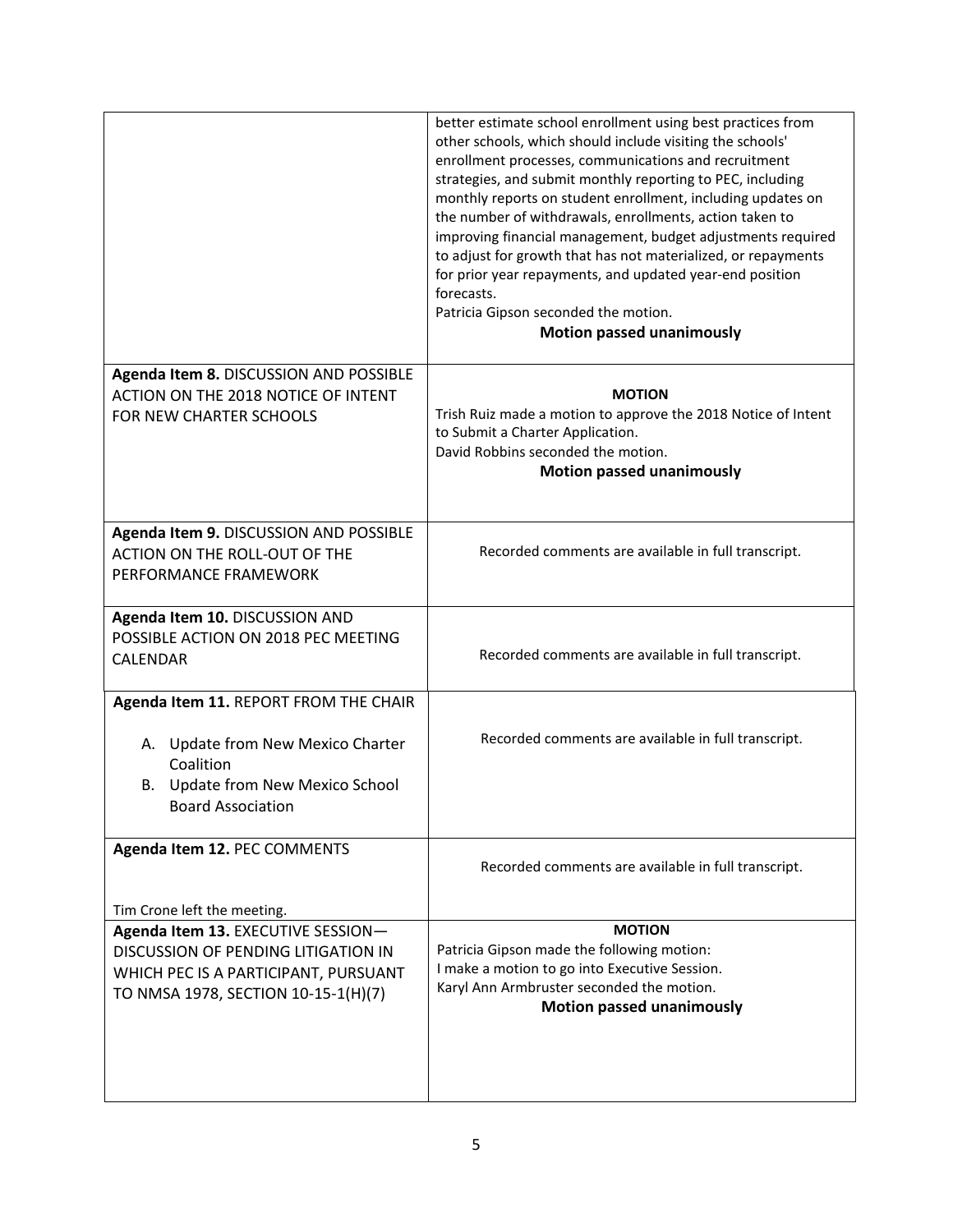| | |
|---|---|
| | better estimate school enrollment using best practices from other schools, which should include visiting the schools' enrollment processes, communications and recruitment strategies, and submit monthly reporting to PEC, including monthly reports on student enrollment, including updates on the number of withdrawals, enrollments, action taken to improving financial management, budget adjustments required to adjust for growth that has not materialized, or repayments for prior year repayments, and updated year-end position forecasts.<br>Patricia Gipson seconded the motion.<br>**Motion passed unanimously** |
| **Agenda Item 8.** DISCUSSION AND POSSIBLE ACTION ON THE 2018 NOTICE OF INTENT FOR NEW CHARTER SCHOOLS | **MOTION**<br>Trish Ruiz made a motion to approve the 2018 Notice of Intent to Submit a Charter Application.<br>David Robbins seconded the motion.<br>**Motion passed unanimously** |
| **Agenda Item 9.** DISCUSSION AND POSSIBLE ACTION ON THE ROLL-OUT OF THE PERFORMANCE FRAMEWORK | Recorded comments are available in full transcript. |
| **Agenda Item 10.** DISCUSSION AND POSSIBLE ACTION ON 2018 PEC MEETING CALENDAR | Recorded comments are available in full transcript. |
| **Agenda Item 11.** REPORT FROM THE CHAIR<br>A. Update from New Mexico Charter Coalition<br>B. Update from New Mexico School Board Association | Recorded comments are available in full transcript. |
| **Agenda Item 12.** PEC COMMENTS<br><br>Tim Crone left the meeting. | Recorded comments are available in full transcript. |
| **Agenda Item 13.** EXECUTIVE SESSION—DISCUSSION OF PENDING LITIGATION IN WHICH PEC IS A PARTICIPANT, PURSUANT TO NMSA 1978, SECTION 10-15-1(H)(7) | **MOTION**<br>Patricia Gipson made the following motion:<br>I make a motion to go into Executive Session.<br>Karyl Ann Armbruster seconded the motion.<br>**Motion passed unanimously** |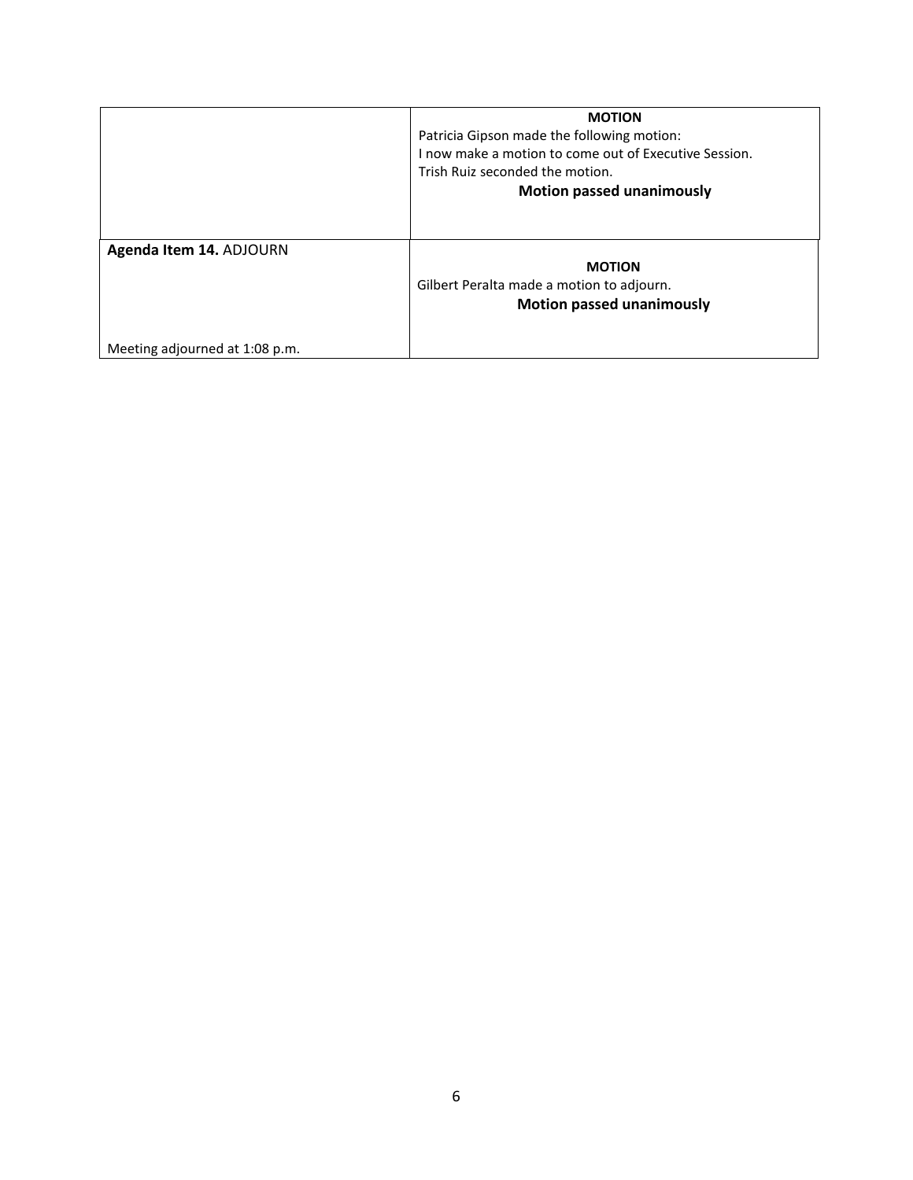| | |
|---|---|
| | **MOTION**<br>Patricia Gipson made the following motion:<br>I now make a motion to come out of Executive Session.<br>Trish Ruiz seconded the motion.<br>**Motion passed unanimously** |
| **Agenda Item 14.** ADJOURN<br><br>Meeting adjourned at 1:08 p.m. | **MOTION**<br>Gilbert Peralta made a motion to adjourn.<br>**Motion passed unanimously** |